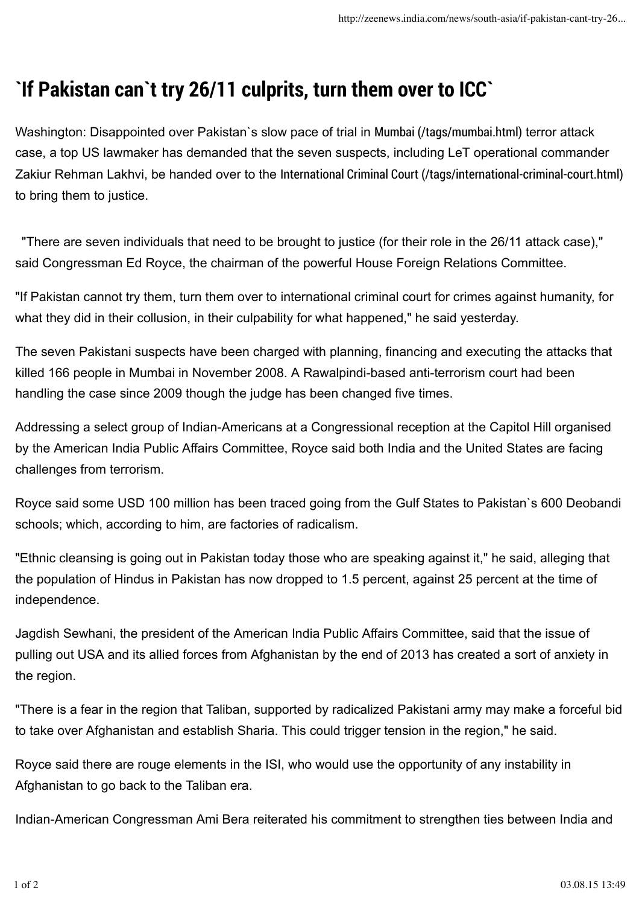# `If Pakistan can`t try 26/11 culprits, turn them over to ICC`

Washington: Disappointed over Pakistan`s slow pace of trial in Mumbai (/tags/mumbai.html) terror attack case, a top US lawmaker has demanded that the seven suspects, including LeT operational commander Zakiur Rehman Lakhvi, be handed over to the International Criminal Court (/tags/international-criminal-court.html) to bring them to justice.

"There are seven individuals that need to be brought to justice (for their role in the 26/11 attack case)," said Congressman Ed Royce, the chairman of the powerful House Foreign Relations Committee.

"If Pakistan cannot try them, turn them over to international criminal court for crimes against humanity, for what they did in their collusion, in their culpability for what happened," he said yesterday.

The seven Pakistani suspects have been charged with planning, financing and executing the attacks that killed 166 people in Mumbai in November 2008. A Rawalpindi-based anti-terrorism court had been handling the case since 2009 though the judge has been changed five times.

Addressing a select group of Indian-Americans at a Congressional reception at the Capitol Hill organised by the American India Public Affairs Committee, Royce said both India and the United States are facing challenges from terrorism.

Royce said some USD 100 million has been traced going from the Gulf States to Pakistan`s 600 Deobandi schools; which, according to him, are factories of radicalism.

"Ethnic cleansing is going out in Pakistan today those who are speaking against it," he said, alleging that the population of Hindus in Pakistan has now dropped to 1.5 percent, against 25 percent at the time of independence.

Jagdish Sewhani, the president of the American India Public Affairs Committee, said that the issue of pulling out USA and its allied forces from Afghanistan by the end of 2013 has created a sort of anxiety in the region.

"There is a fear in the region that Taliban, supported by radicalized Pakistani army may make a forceful bid to take over Afghanistan and establish Sharia. This could trigger tension in the region," he said.

Royce said there are rouge elements in the ISI, who would use the opportunity of any instability in Afghanistan to go back to the Taliban era.

Indian-American Congressman Ami Bera reiterated his commitment to strengthen ties between India and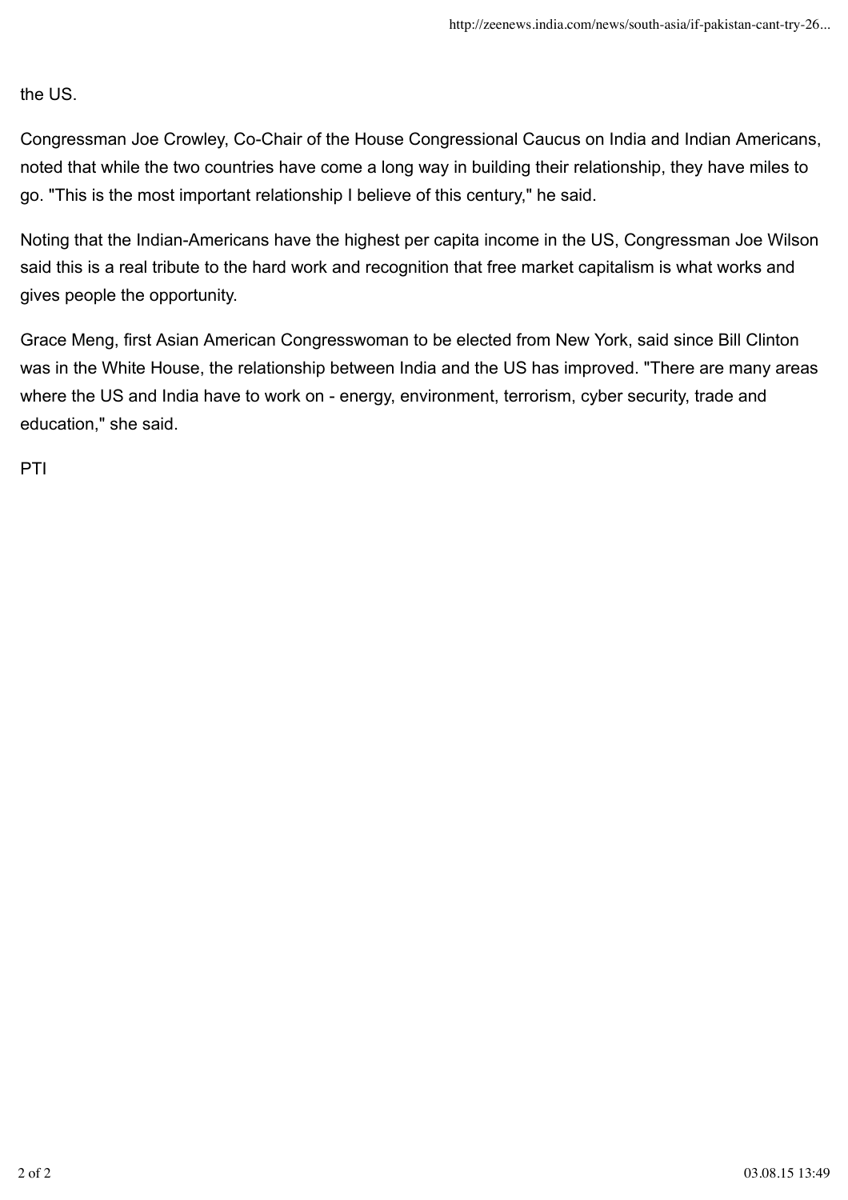the US.

Congressman Joe Crowley, Co-Chair of the House Congressional Caucus on India and Indian Americans, noted that while the two countries have come a long way in building their relationship, they have miles to go. "This is the most important relationship I believe of this century," he said.

Noting that the Indian-Americans have the highest per capita income in the US, Congressman Joe Wilson said this is a real tribute to the hard work and recognition that free market capitalism is what works and gives people the opportunity.

Grace Meng, first Asian American Congresswoman to be elected from New York, said since Bill Clinton was in the White House, the relationship between India and the US has improved. "There are many areas where the US and India have to work on - energy, environment, terrorism, cyber security, trade and education," she said.

PTI